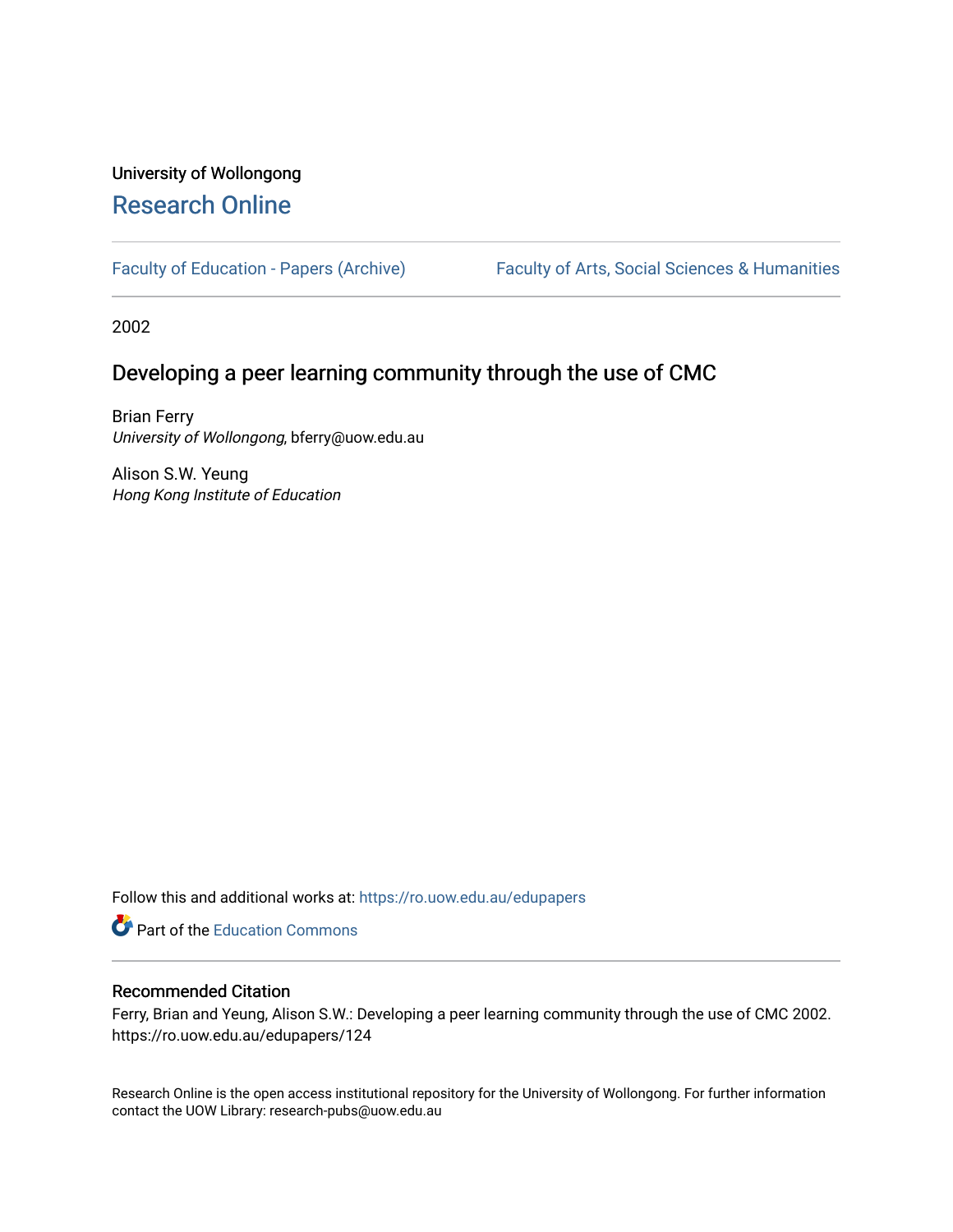University of Wollongong

# Research Online

Faculty of Education - Papers (Archive)

Faculty of Arts, Social Sciences & Humanities

2002

## Developing a peer learning community through the use of CMC

Brian Ferry
*University of Wollongong*, bferry@uow.edu.au

Alison S.W. Yeung
*Hong Kong Institute of Education*

Follow this and additional works at: https://ro.uow.edu.au/edupapers

Part of the Education Commons

### Recommended Citation

Ferry, Brian and Yeung, Alison S.W.: Developing a peer learning community through the use of CMC 2002.
https://ro.uow.edu.au/edupapers/124

Research Online is the open access institutional repository for the University of Wollongong. For further information contact the UOW Library: research-pubs@uow.edu.au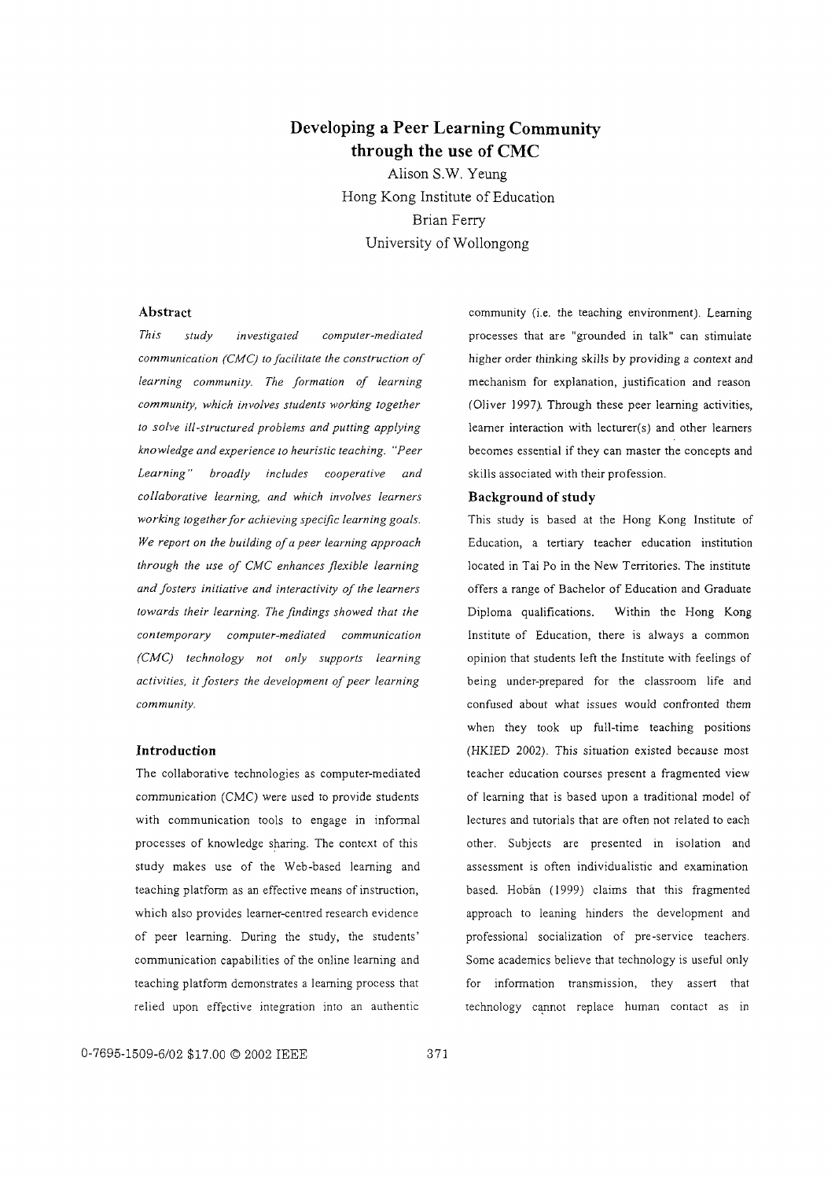# Developing a Peer Learning Community through the use of CMC

Alison S.W. Yeung
Hong Kong Institute of Education
Brian Ferry
University of Wollongong

## Abstract

*This study investigated computer-mediated communication (CMC) to facilitate the construction of learning community. The formation of learning community, which involves students working together to solve ill-structured problems and putting applying knowledge and experience to heuristic teaching. "Peer Learning" broadly includes cooperative and collaborative learning, and which involves learners working together for achieving specific learning goals. We report on the building of a peer learning approach through the use of CMC enhances flexible learning and fosters initiative and interactivity of the learners towards their learning. The findings showed that the contemporary computer-mediated communication (CMC) technology not only supports learning activities, it fosters the development of peer learning community.*

## Introduction

The collaborative technologies as computer-mediated communication (CMC) were used to provide students with communication tools to engage in informal processes of knowledge sharing. The context of this study makes use of the Web-based learning and teaching platform as an effective means of instruction, which also provides learner-centred research evidence of peer learning. During the study, the students' communication capabilities of the online learning and teaching platform demonstrates a learning process that relied upon effective integration into an authentic community (i.e. the teaching environment). Learning processes that are "grounded in talk" can stimulate higher order thinking skills by providing a context and mechanism for explanation, justification and reason (Oliver 1997). Through these peer learning activities, learner interaction with lecturer(s) and other learners becomes essential if they can master the concepts and skills associated with their profession.

## Background of study

This study is based at the Hong Kong Institute of Education, a tertiary teacher education institution located in Tai Po in the New Territories. The institute offers a range of Bachelor of Education and Graduate Diploma qualifications. Within the Hong Kong Institute of Education, there is always a common opinion that students left the Institute with feelings of being under-prepared for the classroom life and confused about what issues would confronted them when they took up full-time teaching positions (HKIED 2002). This situation existed because most teacher education courses present a fragmented view of learning that is based upon a traditional model of lectures and tutorials that are often not related to each other. Subjects are presented in isolation and assessment is often individualistic and examination based. Hobàn (1999) claims that this fragmented approach to leaning hinders the development and professional socialization of pre-service teachers. Some academics believe that technology is useful only for information transmission, they assert that technology cannot replace human contact as in

0-7695-1509-6/02 $17.00 © 2002 IEEE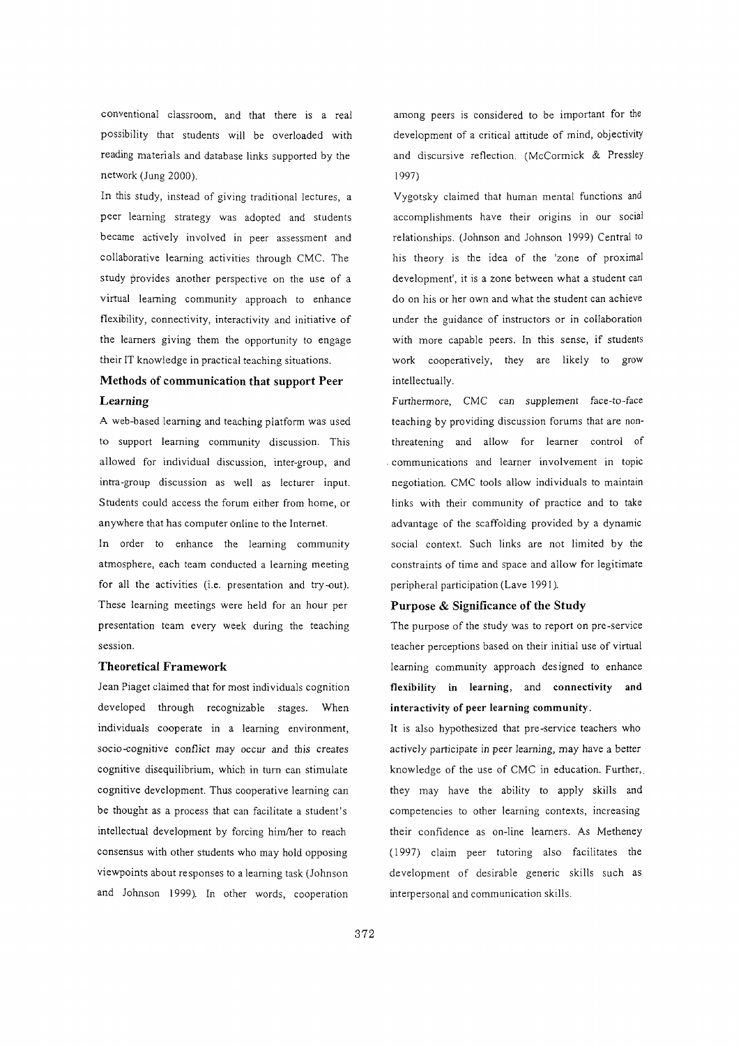conventional classroom, and that there is a real possibility that students will be overloaded with reading materials and database links supported by the network (Jung 2000).

In this study, instead of giving traditional lectures, a peer learning strategy was adopted and students became actively involved in peer assessment and collaborative learning activities through CMC. The study provides another perspective on the use of a virtual learning community approach to enhance flexibility, connectivity, interactivity and initiative of the learners giving them the opportunity to engage their IT knowledge in practical teaching situations.

## Methods of communication that support Peer Learning

A web-based learning and teaching platform was used to support learning community discussion. This allowed for individual discussion, inter-group, and intra-group discussion as well as lecturer input. Students could access the forum either from home, or anywhere that has computer online to the Internet.

In order to enhance the learning community atmosphere, each team conducted a learning meeting for all the activities (i.e. presentation and try-out). These learning meetings were held for an hour per presentation team every week during the teaching session.

## Theoretical Framework

Jean Piaget claimed that for most individuals cognition developed through recognizable stages. When individuals cooperate in a learning environment, socio-cognitive conflict may occur and this creates cognitive disequilibrium, which in turn can stimulate cognitive development. Thus cooperative learning can be thought as a process that can facilitate a student's intellectual development by forcing him/her to reach consensus with other students who may hold opposing viewpoints about responses to a learning task (Johnson and Johnson 1999). In other words, cooperation among peers is considered to be important for the development of a critical attitude of mind, objectivity and discursive reflection. (McCormick & Pressley 1997)

Vygotsky claimed that human mental functions and accomplishments have their origins in our social relationships. (Johnson and Johnson 1999) Central to his theory is the idea of the 'zone of proximal development', it is a zone between what a student can do on his or her own and what the student can achieve under the guidance of instructors or in collaboration with more capable peers. In this sense, if students work cooperatively, they are likely to grow intellectually.

Furthermore, CMC can supplement face-to-face teaching by providing discussion forums that are non-threatening and allow for learner control of communications and learner involvement in topic negotiation. CMC tools allow individuals to maintain links with their community of practice and to take advantage of the scaffolding provided by a dynamic social context. Such links are not limited by the constraints of time and space and allow for legitimate peripheral participation (Lave 1991).

## Purpose & Significance of the Study

The purpose of the study was to report on pre-service teacher perceptions based on their initial use of virtual learning community approach designed to enhance **flexibility in learning**, and **connectivity and interactivity of peer learning community**.

It is also hypothesized that pre-service teachers who actively participate in peer learning, may have a better knowledge of the use of CMC in education. Further, they may have the ability to apply skills and competencies to other learning contexts, increasing their confidence as on-line learners. As Metheney (1997) claim peer tutoring also facilitates the development of desirable generic skills such as interpersonal and communication skills.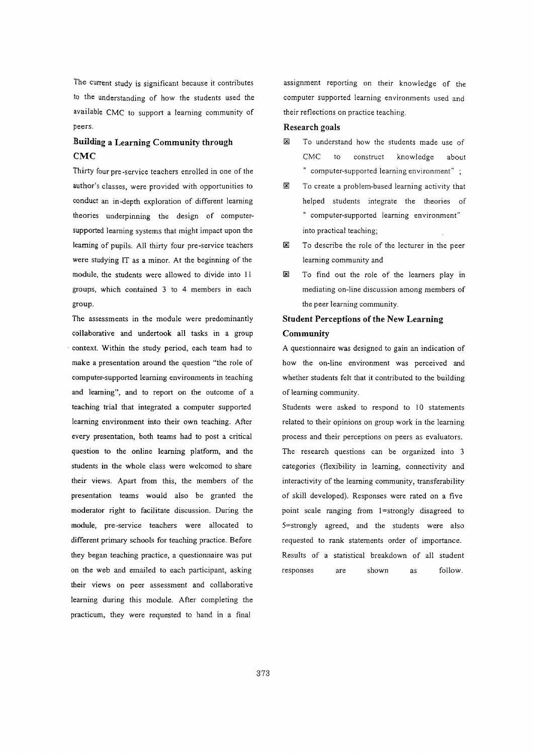The current study is significant because it contributes to the understanding of how the students used the available CMC to support a learning community of peers.

## Building a Learning Community through CMC

Thirty four pre-service teachers enrolled in one of the author's classes, were provided with opportunities to conduct an in-depth exploration of different learning theories underpinning the design of computer-supported learning systems that might impact upon the learning of pupils. All thirty four pre-service teachers were studying IT as a minor. At the beginning of the module, the students were allowed to divide into 11 groups, which contained 3 to 4 members in each group.

The assessments in the module were predominantly collaborative and undertook all tasks in a group context. Within the study period, each team had to make a presentation around the question "the role of computer-supported learning environments in teaching and learning", and to report on the outcome of a teaching trial that integrated a computer supported learning environment into their own teaching. After every presentation, both teams had to post a critical question to the online learning platform, and the students in the whole class were welcomed to share their views. Apart from this, the members of the presentation teams would also be granted the moderator right to facilitate discussion. During the module, pre-service teachers were allocated to different primary schools for teaching practice. Before they began teaching practice, a questionnaire was put on the web and emailed to each participant, asking their views on peer assessment and collaborative learning during this module. After completing the practicum, they were requested to hand in a final assignment reporting on their knowledge of the computer supported learning environments used and their reflections on practice teaching.

### Research goals

- To understand how the students made use of CMC to construct knowledge about " computer-supported learning environment" ;
- To create a problem-based learning activity that helped students integrate the theories of " computer-supported learning environment" into practical teaching;
- To describe the role of the lecturer in the peer learning community and
- To find out the role of the learners play in mediating on-line discussion among members of the peer learning community.

## Student Perceptions of the New Learning Community

A questionnaire was designed to gain an indication of how the on-line environment was perceived and whether students felt that it contributed to the building of learning community.

Students were asked to respond to 10 statements related to their opinions on group work in the learning process and their perceptions on peers as evaluators. The research questions can be organized into 3 categories (flexibility in learning, connectivity and interactivity of the learning community, transferability of skill developed). Responses were rated on a five point scale ranging from 1=strongly disagreed to 5=strongly agreed, and the students were also requested to rank statements order of importance. Results of a statistical breakdown of all student responses are shown as follow.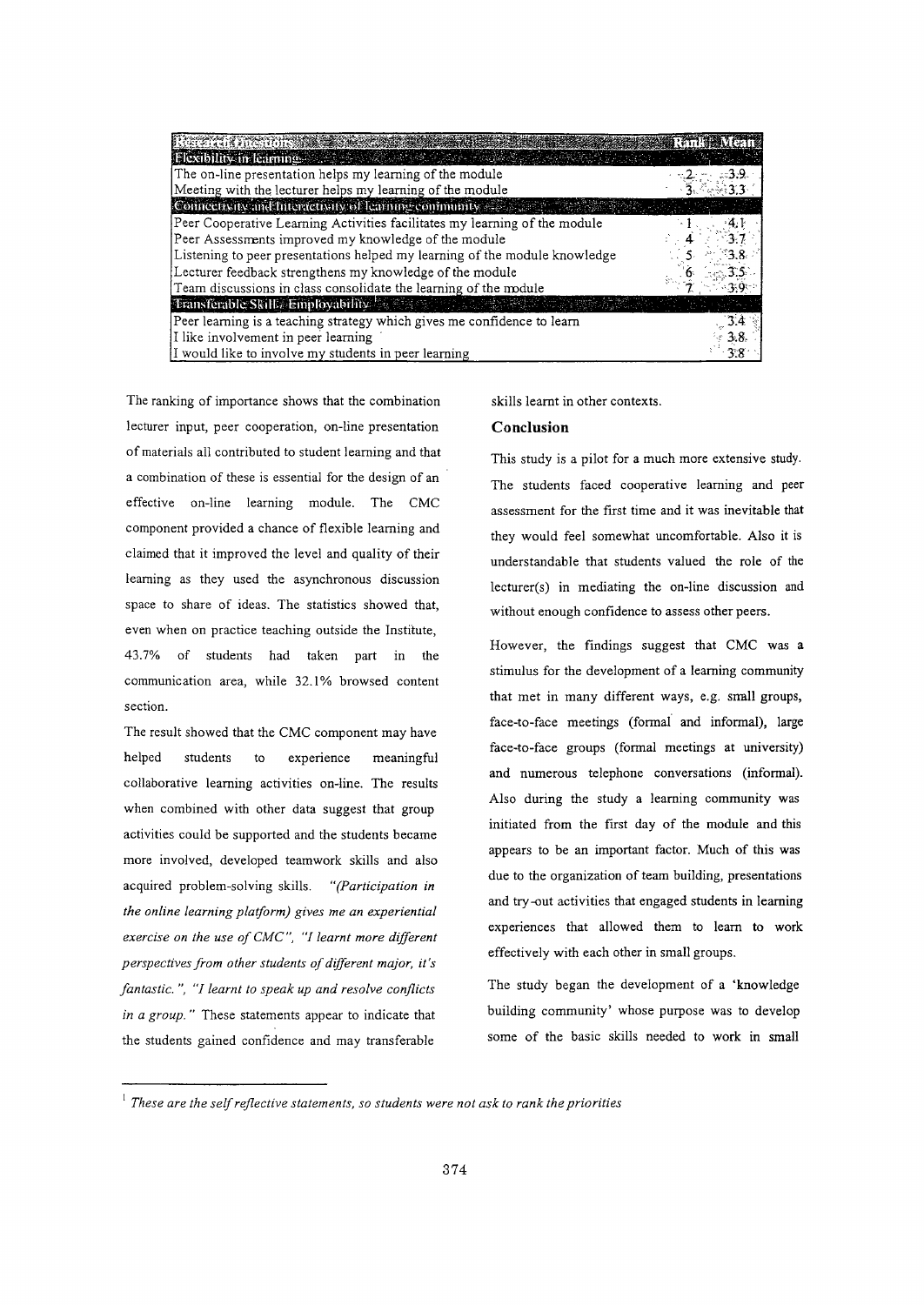| Research Questions | Rank | Mean |
|---|---|---|
| **Flexibility in learning** | | |
| The on-line presentation helps my learning of the module | 2 | 3.9 |
| Meeting with the lecturer helps my learning of the module | 3 | 3.3 |
| **Connectivity and Interactivity of learning community** | | |
| Peer Cooperative Learning Activities facilitates my learning of the module | 1 | 4.1 |
| Peer Assessments improved my knowledge of the module | 4 | 3.7 |
| Listening to peer presentations helped my learning of the module knowledge | 5 | 3.8 |
| Lecturer feedback strengthens my knowledge of the module | 6 | 3.5 |
| Team discussions in class consolidate the learning of the module | 7 | 3.9 |
| **Transferable Skill: Employability**[1] | | |
| Peer learning is a teaching strategy which gives me confidence to learn | | 3.4 |
| I like involvement in peer learning | | 3.8 |
| I would like to involve my students in peer learning | | 3.8 |

The ranking of importance shows that the combination lecturer input, peer cooperation, on-line presentation of materials all contributed to student learning and that a combination of these is essential for the design of an effective on-line learning module. The CMC component provided a chance of flexible learning and claimed that it improved the level and quality of their learning as they used the asynchronous discussion space to share of ideas. The statistics showed that, even when on practice teaching outside the Institute, 43.7% of students had taken part in the communication area, while 32.1% browsed content section.

The result showed that the CMC component may have helped students to experience meaningful collaborative learning activities on-line. The results when combined with other data suggest that group activities could be supported and the students became more involved, developed teamwork skills and also acquired problem-solving skills. *"(Participation in the online learning platform) gives me an experiential exercise on the use of CMC", "I learnt more different perspectives from other students of different major, it's fantastic.", "I learnt to speak up and resolve conflicts in a group."* These statements appear to indicate that the students gained confidence and may transferable skills learnt in other contexts.

## Conclusion

This study is a pilot for a much more extensive study. The students faced cooperative learning and peer assessment for the first time and it was inevitable that they would feel somewhat uncomfortable. Also it is understandable that students valued the role of the lecturer(s) in mediating the on-line discussion and without enough confidence to assess other peers.

However, the findings suggest that CMC was a stimulus for the development of a learning community that met in many different ways, e.g. small groups, face-to-face meetings (formal and informal), large face-to-face groups (formal meetings at university) and numerous telephone conversations (informal). Also during the study a learning community was initiated from the first day of the module and this appears to be an important factor. Much of this was due to the organization of team building, presentations and try-out activities that engaged students in learning experiences that allowed them to learn to work effectively with each other in small groups.

The study began the development of a 'knowledge building community' whose purpose was to develop some of the basic skills needed to work in small

[1] *These are the self reflective statements, so students were not ask to rank the priorities*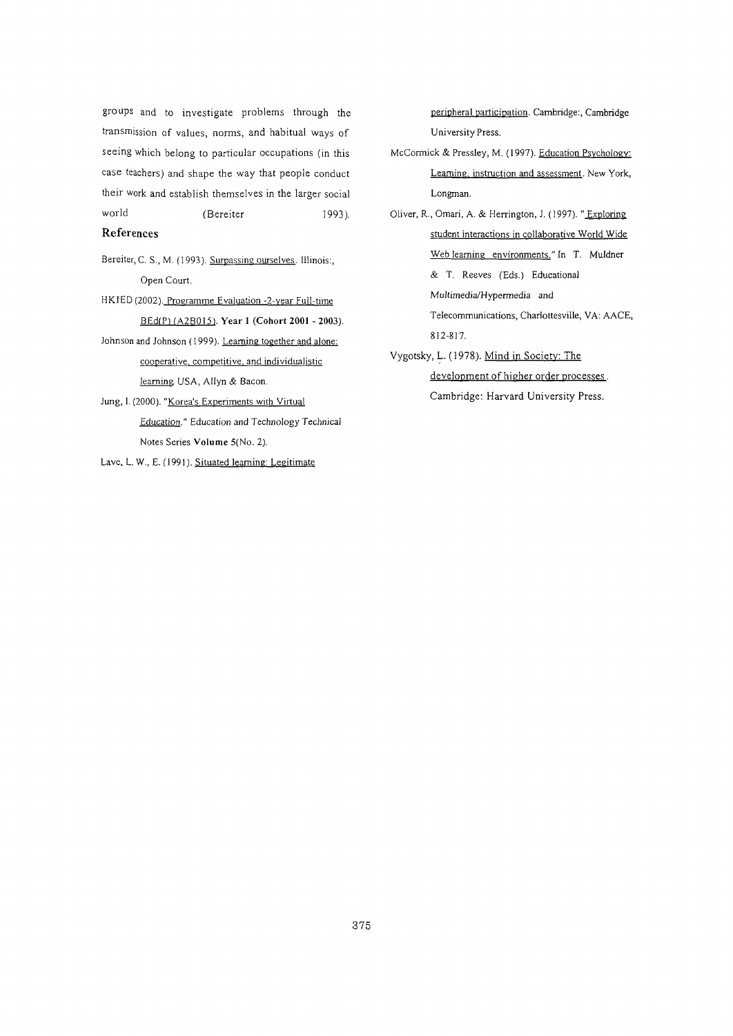groups and to investigate problems through the transmission of values, norms, and habitual ways of seeing which belong to particular occupations (in this case teachers) and shape the way that people conduct their work and establish themselves in the larger social world (Bereiter 1993).

## References

Bereiter, C. S., M. (1993). Surpassing ourselves. Illinois:, Open Court.

HKIED (2002). Programme Evaluation -2-year Full-time BEd(P) (A2B015). **Year 1 (Cohort 2001 - 2003)**.

Johnson and Johnson (1999). Learning together and alone: cooperative, competitive, and individualistic learning USA, Allyn & Bacon.

Jung, I. (2000). "Korea's Experiments with Virtual Education." Education and Technology Technical Notes Series **Volume** 5(No. 2).

Lave, L. W., E. (1991). Situated learning: Legitimate peripheral participation. Cambridge:, Cambridge University Press.

McCormick & Pressley, M. (1997). Education Psychology: Learning, instruction and assessment. New York, Longman.

Oliver, R., Omari, A. & Herrington, J. (1997). "Exploring student interactions in collaborative World Wide Web learning environments." In T. Muldner & T. Reeves (Eds.) Educational Multimedia/Hypermedia and Telecommunications, Charlottesville, VA: AACE, 812-817.

Vygotsky, L. (1978). Mind in Society: The development of higher order processes. Cambridge: Harvard University Press.